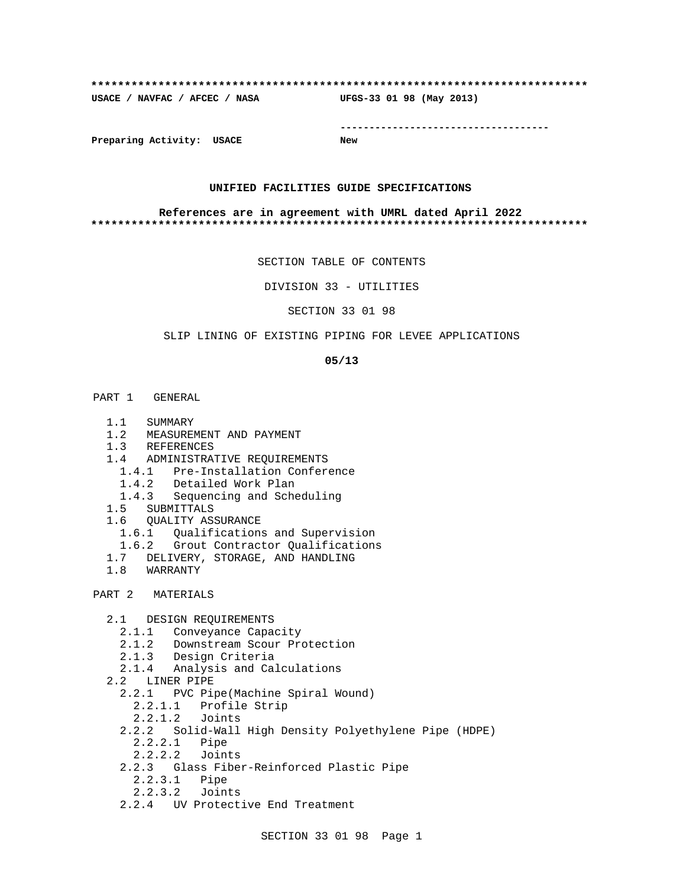**************************************************************************

**USACE / NAVFAC / AFCEC / NASA** **UFGS-33 01 98 (May 2013)**

-----------------------------------

**Preparing Activity: USACE** **New**

**UNIFIED FACILITIES GUIDE SPECIFICATIONS**

**References are in agreement with UMRL dated April 2022**

**************************************************************************

SECTION TABLE OF CONTENTS

DIVISION 33 - UTILITIES

SECTION 33 01 98

SLIP LINING OF EXISTING PIPING FOR LEVEE APPLICATIONS

**05/13**

PART 1 GENERAL

- 1.1 SUMMARY
- 1.2 MEASUREMENT AND PAYMENT
- 1.3 REFERENCES
- 1.4 ADMINISTRATIVE REQUIREMENTS
  - 1.4.1 Pre-Installation Conference
  - 1.4.2 Detailed Work Plan
  - 1.4.3 Sequencing and Scheduling
- 1.5 SUBMITTALS
- 1.6 QUALITY ASSURANCE
  - 1.6.1 Qualifications and Supervision
  - 1.6.2 Grout Contractor Qualifications
- 1.7 DELIVERY, STORAGE, AND HANDLING
- 1.8 WARRANTY

PART 2 MATERIALS

- 2.1 DESIGN REQUIREMENTS
  - 2.1.1 Conveyance Capacity
  - 2.1.2 Downstream Scour Protection
  - 2.1.3 Design Criteria
  - 2.1.4 Analysis and Calculations
- 2.2 LINER PIPE
  - 2.2.1 PVC Pipe(Machine Spiral Wound)
    - 2.2.1.1 Profile Strip
    - 2.2.1.2 Joints
  - 2.2.2 Solid-Wall High Density Polyethylene Pipe (HDPE)
    - 2.2.2.1 Pipe
    - 2.2.2.2 Joints
  - 2.2.3 Glass Fiber-Reinforced Plastic Pipe
    - 2.2.3.1 Pipe
    - 2.2.3.2 Joints
  - 2.2.4 UV Protective End Treatment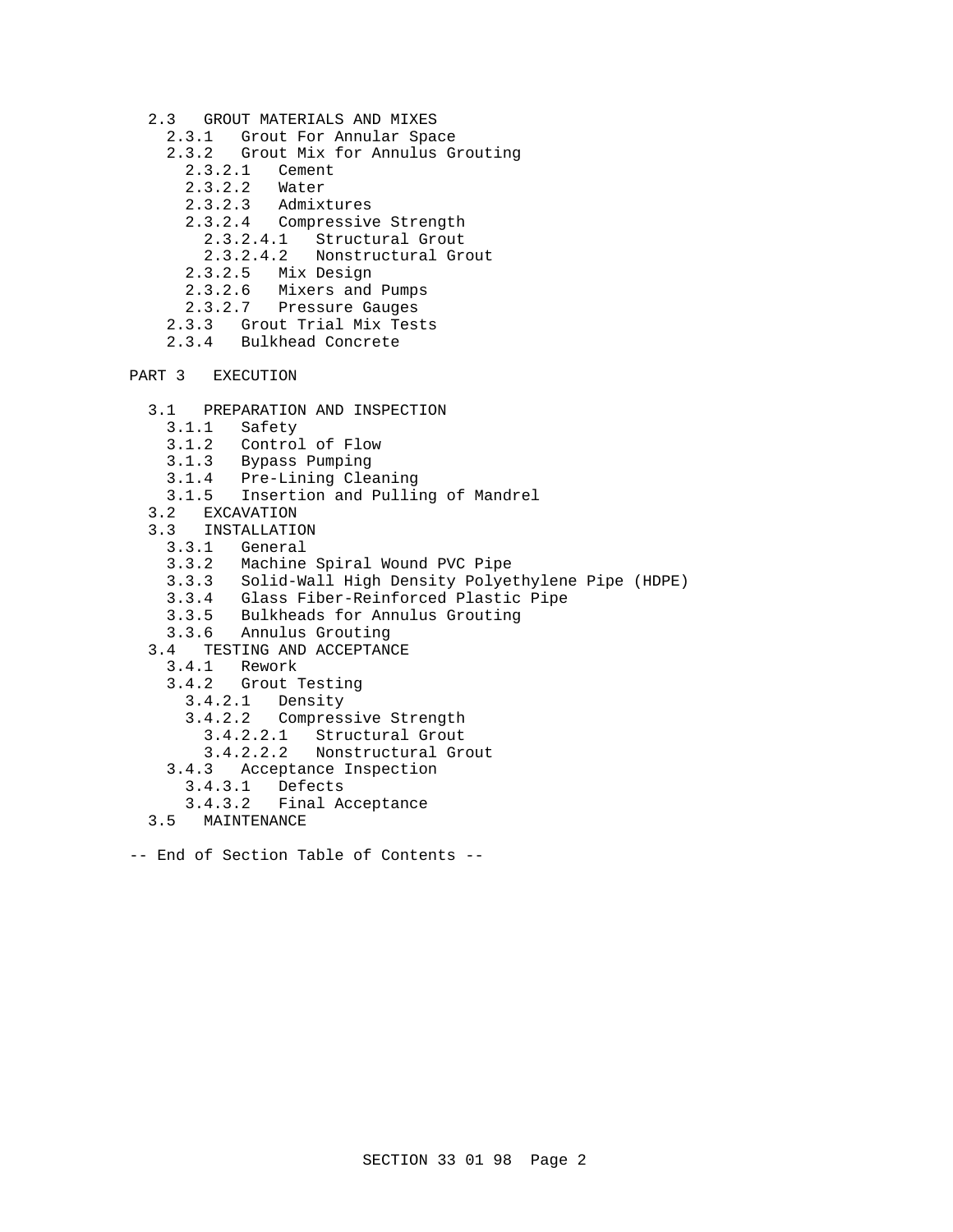- 2.3 GROUT MATERIALS AND MIXES
  - 2.3.1 Grout For Annular Space
  - 2.3.2 Grout Mix for Annulus Grouting
    - 2.3.2.1 Cement
    - 2.3.2.2 Water
    - 2.3.2.3 Admixtures
    - 2.3.2.4 Compressive Strength
      - 2.3.2.4.1 Structural Grout
      - 2.3.2.4.2 Nonstructural Grout
    - 2.3.2.5 Mix Design
    - 2.3.2.6 Mixers and Pumps
    - 2.3.2.7 Pressure Gauges
  - 2.3.3 Grout Trial Mix Tests
  - 2.3.4 Bulkhead Concrete

PART 3 EXECUTION

- 3.1 PREPARATION AND INSPECTION
  - 3.1.1 Safety
  - 3.1.2 Control of Flow
  - 3.1.3 Bypass Pumping
  - 3.1.4 Pre-Lining Cleaning
  - 3.1.5 Insertion and Pulling of Mandrel
- 3.2 EXCAVATION
- 3.3 INSTALLATION
  - 3.3.1 General
  - 3.3.2 Machine Spiral Wound PVC Pipe
  - 3.3.3 Solid-Wall High Density Polyethylene Pipe (HDPE)
  - 3.3.4 Glass Fiber-Reinforced Plastic Pipe
  - 3.3.5 Bulkheads for Annulus Grouting
  - 3.3.6 Annulus Grouting
- 3.4 TESTING AND ACCEPTANCE
  - 3.4.1 Rework
  - 3.4.2 Grout Testing
    - 3.4.2.1 Density
    - 3.4.2.2 Compressive Strength
      - 3.4.2.2.1 Structural Grout
      - 3.4.2.2.2 Nonstructural Grout
  - 3.4.3 Acceptance Inspection
    - 3.4.3.1 Defects
    - 3.4.3.2 Final Acceptance
- 3.5 MAINTENANCE

-- End of Section Table of Contents --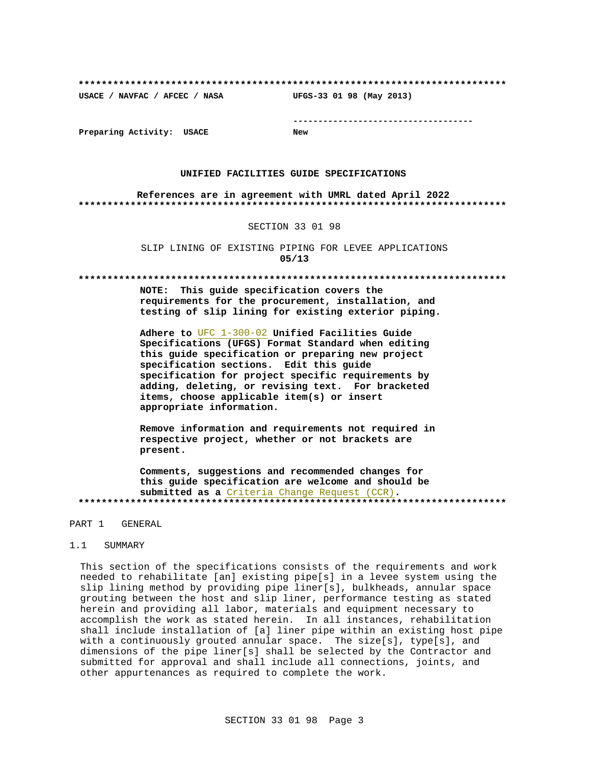**************************************************************************

USACE / NAVFAC / AFCEC / NASA UFGS-33 01 98 (May 2013)

-----------------------------------

Preparing Activity: USACE New

**UNIFIED FACILITIES GUIDE SPECIFICATIONS**

**References are in agreement with UMRL dated April 2022**

**************************************************************************

SECTION 33 01 98

SLIP LINING OF EXISTING PIPING FOR LEVEE APPLICATIONS
**05/13**

**************************************************************************

**NOTE: This guide specification covers the requirements for the procurement, installation, and testing of slip lining for existing exterior piping.**

**Adhere to** UFC 1-300-02 **Unified Facilities Guide Specifications (UFGS) Format Standard when editing this guide specification or preparing new project specification sections. Edit this guide specification for project specific requirements by adding, deleting, or revising text. For bracketed items, choose applicable item(s) or insert appropriate information.**

**Remove information and requirements not required in respective project, whether or not brackets are present.**

**Comments, suggestions and recommended changes for this guide specification are welcome and should be submitted as a** Criteria Change Request (CCR)**.**

**************************************************************************

PART 1 GENERAL

1.1 SUMMARY

This section of the specifications consists of the requirements and work needed to rehabilitate [an] existing pipe[s] in a levee system using the slip lining method by providing pipe liner[s], bulkheads, annular space grouting between the host and slip liner, performance testing as stated herein and providing all labor, materials and equipment necessary to accomplish the work as stated herein. In all instances, rehabilitation shall include installation of [a] liner pipe within an existing host pipe with a continuously grouted annular space. The size[s], type[s], and dimensions of the pipe liner[s] shall be selected by the Contractor and submitted for approval and shall include all connections, joints, and other appurtenances as required to complete the work.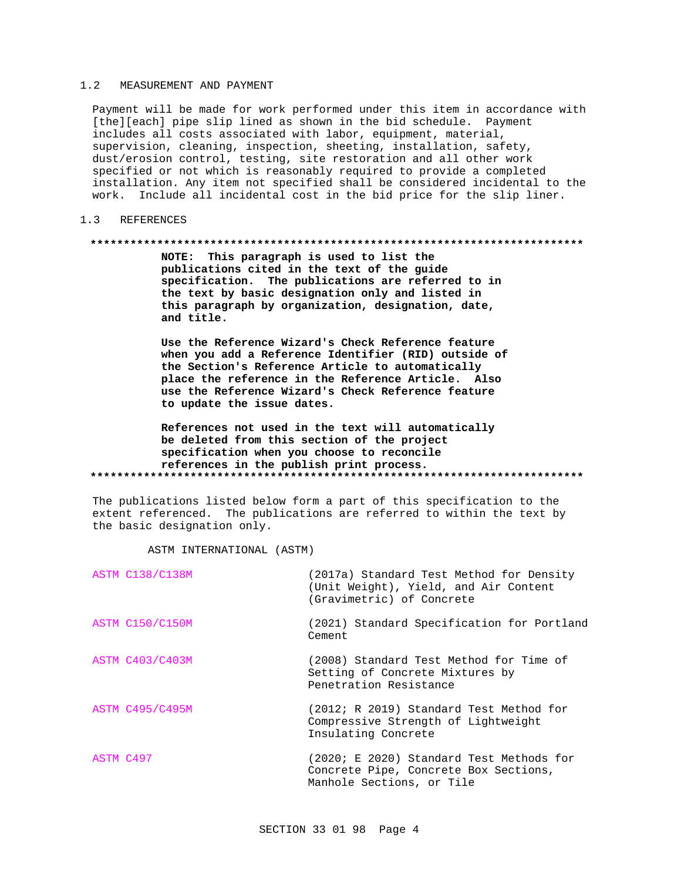## 1.2 MEASUREMENT AND PAYMENT

Payment will be made for work performed under this item in accordance with [the][each] pipe slip lined as shown in the bid schedule. Payment includes all costs associated with labor, equipment, material, supervision, cleaning, inspection, sheeting, installation, safety, dust/erosion control, testing, site restoration and all other work specified or not which is reasonably required to provide a completed installation. Any item not specified shall be considered incidental to the work. Include all incidental cost in the bid price for the slip liner.

## 1.3 REFERENCES

**************************************************************************

**NOTE: This paragraph is used to list the publications cited in the text of the guide specification. The publications are referred to in the text by basic designation only and listed in this paragraph by organization, designation, date, and title.**

**Use the Reference Wizard's Check Reference feature when you add a Reference Identifier (RID) outside of the Section's Reference Article to automatically place the reference in the Reference Article. Also use the Reference Wizard's Check Reference feature to update the issue dates.**

**References not used in the text will automatically be deleted from this section of the project specification when you choose to reconcile references in the publish print process.**

**************************************************************************

The publications listed below form a part of this specification to the extent referenced. The publications are referred to within the text by the basic designation only.

ASTM INTERNATIONAL (ASTM)

| | |
|---|---|
| ASTM C138/C138M | (2017a) Standard Test Method for Density (Unit Weight), Yield, and Air Content (Gravimetric) of Concrete |
| ASTM C150/C150M | (2021) Standard Specification for Portland Cement |
| ASTM C403/C403M | (2008) Standard Test Method for Time of Setting of Concrete Mixtures by Penetration Resistance |
| ASTM C495/C495M | (2012; R 2019) Standard Test Method for Compressive Strength of Lightweight Insulating Concrete |
| ASTM C497 | (2020; E 2020) Standard Test Methods for Concrete Pipe, Concrete Box Sections, Manhole Sections, or Tile |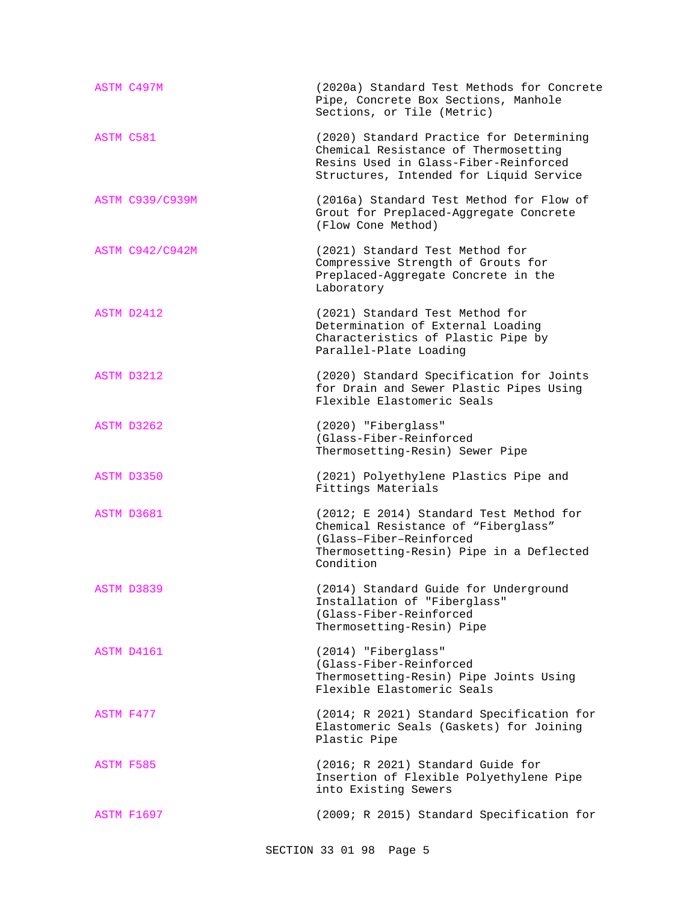ASTM C497M (2020a) Standard Test Methods for Concrete Pipe, Concrete Box Sections, Manhole Sections, or Tile (Metric)

ASTM C581 (2020) Standard Practice for Determining Chemical Resistance of Thermosetting Resins Used in Glass-Fiber-Reinforced Structures, Intended for Liquid Service

ASTM C939/C939M (2016a) Standard Test Method for Flow of Grout for Preplaced-Aggregate Concrete (Flow Cone Method)

ASTM C942/C942M (2021) Standard Test Method for Compressive Strength of Grouts for Preplaced-Aggregate Concrete in the Laboratory

ASTM D2412 (2021) Standard Test Method for Determination of External Loading Characteristics of Plastic Pipe by Parallel-Plate Loading

ASTM D3212 (2020) Standard Specification for Joints for Drain and Sewer Plastic Pipes Using Flexible Elastomeric Seals

ASTM D3262 (2020) "Fiberglass" (Glass-Fiber-Reinforced Thermosetting-Resin) Sewer Pipe

ASTM D3350 (2021) Polyethylene Plastics Pipe and Fittings Materials

ASTM D3681 (2012; E 2014) Standard Test Method for Chemical Resistance of "Fiberglass" (Glass–Fiber–Reinforced Thermosetting-Resin) Pipe in a Deflected Condition

ASTM D3839 (2014) Standard Guide for Underground Installation of "Fiberglass" (Glass-Fiber-Reinforced Thermosetting-Resin) Pipe

ASTM D4161 (2014) "Fiberglass" (Glass-Fiber-Reinforced Thermosetting-Resin) Pipe Joints Using Flexible Elastomeric Seals

ASTM F477 (2014; R 2021) Standard Specification for Elastomeric Seals (Gaskets) for Joining Plastic Pipe

ASTM F585 (2016; R 2021) Standard Guide for Insertion of Flexible Polyethylene Pipe into Existing Sewers

ASTM F1697 (2009; R 2015) Standard Specification for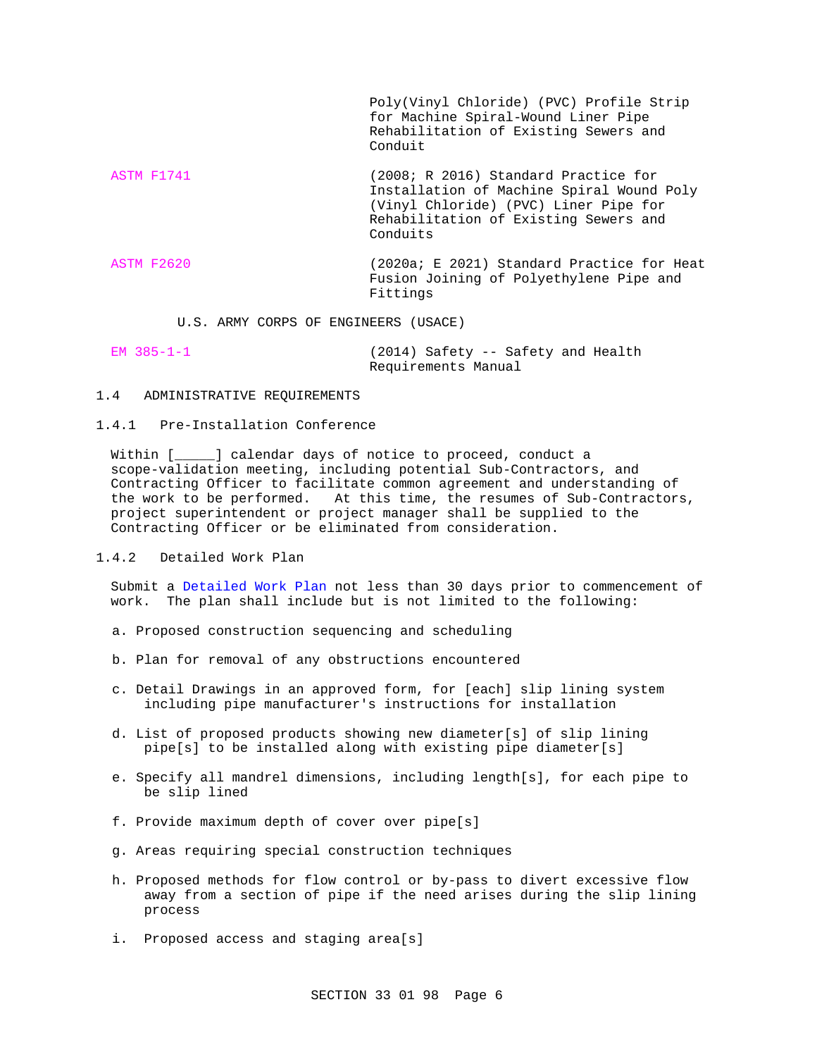| | |
|---|---|
| | Poly(Vinyl Chloride) (PVC) Profile Strip for Machine Spiral-Wound Liner Pipe Rehabilitation of Existing Sewers and Conduit |
| ASTM F1741 | (2008; R 2016) Standard Practice for Installation of Machine Spiral Wound Poly (Vinyl Chloride) (PVC) Liner Pipe for Rehabilitation of Existing Sewers and Conduits |
| ASTM F2620 | (2020a; E 2021) Standard Practice for Heat Fusion Joining of Polyethylene Pipe and Fittings |

U.S. ARMY CORPS OF ENGINEERS (USACE)

| | |
|---|---|
| EM 385-1-1 | (2014) Safety -- Safety and Health Requirements Manual |

## 1.4 ADMINISTRATIVE REQUIREMENTS

### 1.4.1 Pre-Installation Conference

Within [_____] calendar days of notice to proceed, conduct a scope-validation meeting, including potential Sub-Contractors, and Contracting Officer to facilitate common agreement and understanding of the work to be performed. At this time, the resumes of Sub-Contractors, project superintendent or project manager shall be supplied to the Contracting Officer or be eliminated from consideration.

### 1.4.2 Detailed Work Plan

Submit a Detailed Work Plan not less than 30 days prior to commencement of work. The plan shall include but is not limited to the following:

a. Proposed construction sequencing and scheduling

b. Plan for removal of any obstructions encountered

c. Detail Drawings in an approved form, for [each] slip lining system including pipe manufacturer's instructions for installation

d. List of proposed products showing new diameter[s] of slip lining pipe[s] to be installed along with existing pipe diameter[s]

e. Specify all mandrel dimensions, including length[s], for each pipe to be slip lined

f. Provide maximum depth of cover over pipe[s]

g. Areas requiring special construction techniques

h. Proposed methods for flow control or by-pass to divert excessive flow away from a section of pipe if the need arises during the slip lining process

i. Proposed access and staging area[s]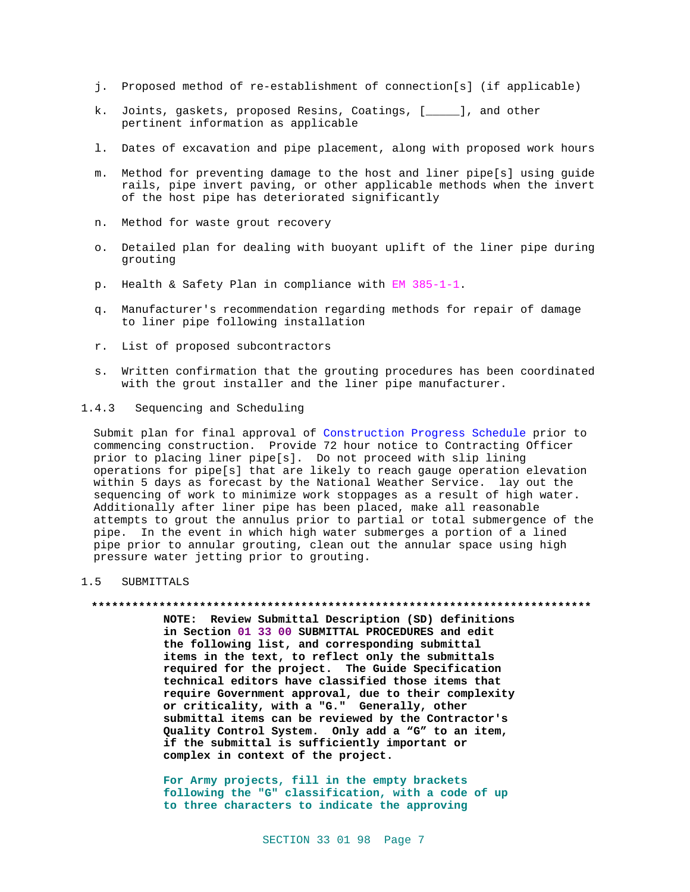j. Proposed method of re-establishment of connection[s] (if applicable)

k. Joints, gaskets, proposed Resins, Coatings, [_____], and other pertinent information as applicable

l. Dates of excavation and pipe placement, along with proposed work hours

m. Method for preventing damage to the host and liner pipe[s] using guide rails, pipe invert paving, or other applicable methods when the invert of the host pipe has deteriorated significantly

n. Method for waste grout recovery

o. Detailed plan for dealing with buoyant uplift of the liner pipe during grouting

p. Health & Safety Plan in compliance with EM 385-1-1.

q. Manufacturer's recommendation regarding methods for repair of damage to liner pipe following installation

r. List of proposed subcontractors

s. Written confirmation that the grouting procedures has been coordinated with the grout installer and the liner pipe manufacturer.

### 1.4.3 Sequencing and Scheduling

Submit plan for final approval of Construction Progress Schedule prior to commencing construction. Provide 72 hour notice to Contracting Officer prior to placing liner pipe[s]. Do not proceed with slip lining operations for pipe[s] that are likely to reach gauge operation elevation within 5 days as forecast by the National Weather Service. lay out the sequencing of work to minimize work stoppages as a result of high water. Additionally after liner pipe has been placed, make all reasonable attempts to grout the annulus prior to partial or total submergence of the pipe. In the event in which high water submerges a portion of a lined pipe prior to annular grouting, clean out the annular space using high pressure water jetting prior to grouting.

## 1.5 SUBMITTALS

**************************************************************************

**NOTE: Review Submittal Description (SD) definitions in Section 01 33 00 SUBMITTAL PROCEDURES and edit the following list, and corresponding submittal items in the text, to reflect only the submittals required for the project. The Guide Specification technical editors have classified those items that require Government approval, due to their complexity or criticality, with a "G." Generally, other submittal items can be reviewed by the Contractor's Quality Control System. Only add a "G" to an item, if the submittal is sufficiently important or complex in context of the project.**

**For Army projects, fill in the empty brackets following the "G" classification, with a code of up to three characters to indicate the approving**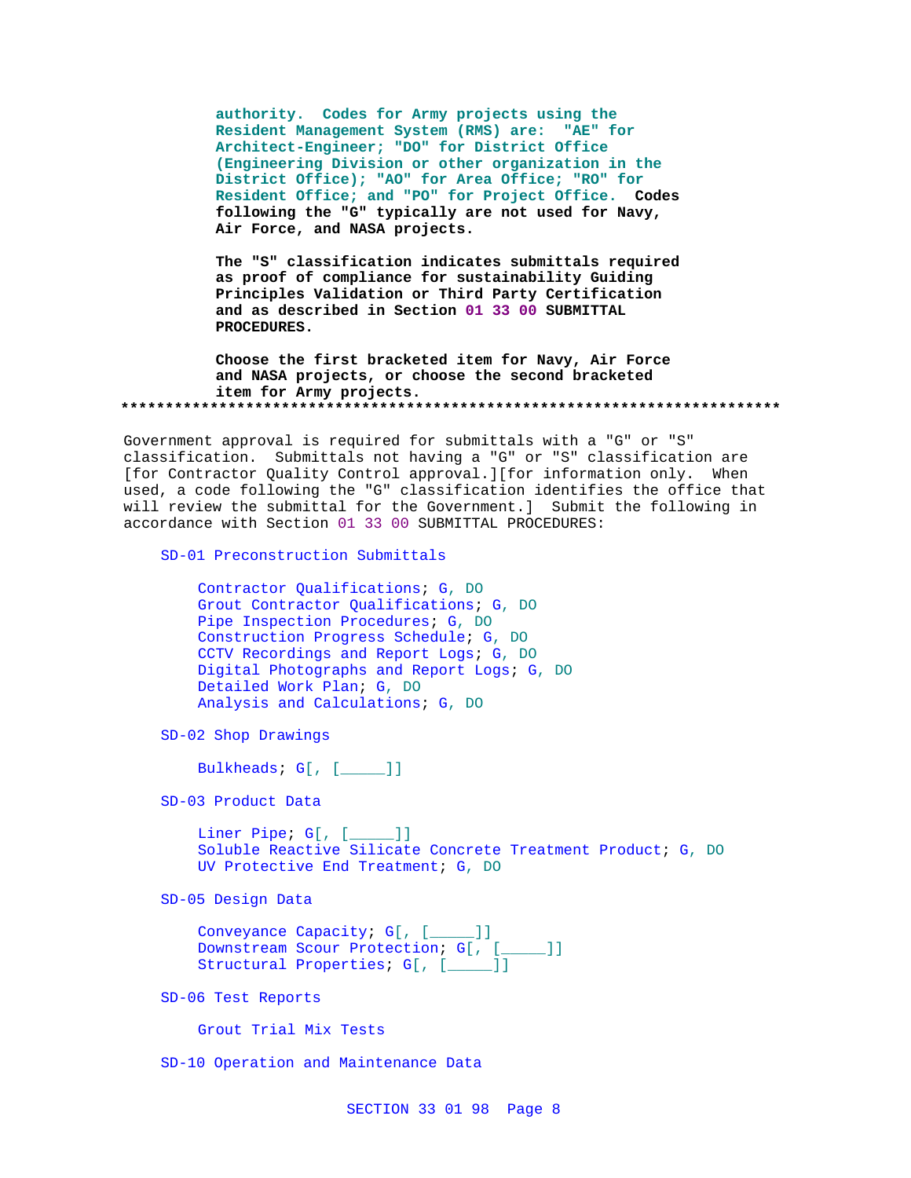**authority. Codes for Army projects using the Resident Management System (RMS) are: "AE" for Architect-Engineer; "DO" for District Office (Engineering Division or other organization in the District Office); "AO" for Area Office; "RO" for Resident Office; and "PO" for Project Office. Codes following the "G" typically are not used for Navy, Air Force, and NASA projects.**

**The "S" classification indicates submittals required as proof of compliance for sustainability Guiding Principles Validation or Third Party Certification and as described in Section 01 33 00 SUBMITTAL PROCEDURES.**

**Choose the first bracketed item for Navy, Air Force and NASA projects, or choose the second bracketed item for Army projects.**

**************************************************************************

Government approval is required for submittals with a "G" or "S" classification. Submittals not having a "G" or "S" classification are [for Contractor Quality Control approval.][for information only. When used, a code following the "G" classification identifies the office that will review the submittal for the Government.] Submit the following in accordance with Section 01 33 00 SUBMITTAL PROCEDURES:

SD-01 Preconstruction Submittals

- Contractor Qualifications; G, DO
- Grout Contractor Qualifications; G, DO
- Pipe Inspection Procedures; G, DO
- Construction Progress Schedule; G, DO
- CCTV Recordings and Report Logs; G, DO
- Digital Photographs and Report Logs; G, DO
- Detailed Work Plan; G, DO
- Analysis and Calculations; G, DO

SD-02 Shop Drawings

- Bulkheads; G[, [_____]]

SD-03 Product Data

- Liner Pipe; G[, [_____]]
- Soluble Reactive Silicate Concrete Treatment Product; G, DO
- UV Protective End Treatment; G, DO

SD-05 Design Data

- Conveyance Capacity; G[, [_____]]
- Downstream Scour Protection; G[, [_____]]
- Structural Properties; G[, [_____]]

SD-06 Test Reports

- Grout Trial Mix Tests

SD-10 Operation and Maintenance Data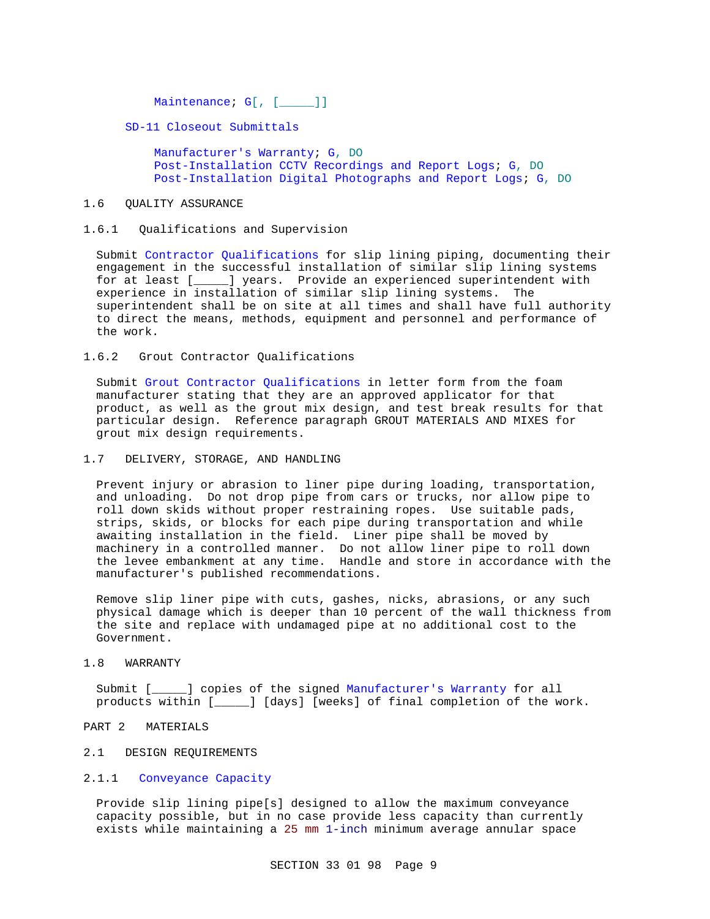Maintenance; G[, [_____]]

SD-11 Closeout Submittals

Manufacturer's Warranty; G, DO
Post-Installation CCTV Recordings and Report Logs; G, DO
Post-Installation Digital Photographs and Report Logs; G, DO

## 1.6 QUALITY ASSURANCE

### 1.6.1 Qualifications and Supervision

Submit Contractor Qualifications for slip lining piping, documenting their engagement in the successful installation of similar slip lining systems for at least [_____] years. Provide an experienced superintendent with experience in installation of similar slip lining systems. The superintendent shall be on site at all times and shall have full authority to direct the means, methods, equipment and personnel and performance of the work.

### 1.6.2 Grout Contractor Qualifications

Submit Grout Contractor Qualifications in letter form from the foam manufacturer stating that they are an approved applicator for that product, as well as the grout mix design, and test break results for that particular design. Reference paragraph GROUT MATERIALS AND MIXES for grout mix design requirements.

## 1.7 DELIVERY, STORAGE, AND HANDLING

Prevent injury or abrasion to liner pipe during loading, transportation, and unloading. Do not drop pipe from cars or trucks, nor allow pipe to roll down skids without proper restraining ropes. Use suitable pads, strips, skids, or blocks for each pipe during transportation and while awaiting installation in the field. Liner pipe shall be moved by machinery in a controlled manner. Do not allow liner pipe to roll down the levee embankment at any time. Handle and store in accordance with the manufacturer's published recommendations.

Remove slip liner pipe with cuts, gashes, nicks, abrasions, or any such physical damage which is deeper than 10 percent of the wall thickness from the site and replace with undamaged pipe at no additional cost to the Government.

## 1.8 WARRANTY

Submit [_____] copies of the signed Manufacturer's Warranty for all products within [_____] [days] [weeks] of final completion of the work.

# PART 2 MATERIALS

## 2.1 DESIGN REQUIREMENTS

### 2.1.1 Conveyance Capacity

Provide slip lining pipe[s] designed to allow the maximum conveyance capacity possible, but in no case provide less capacity than currently exists while maintaining a 25 mm 1-inch minimum average annular space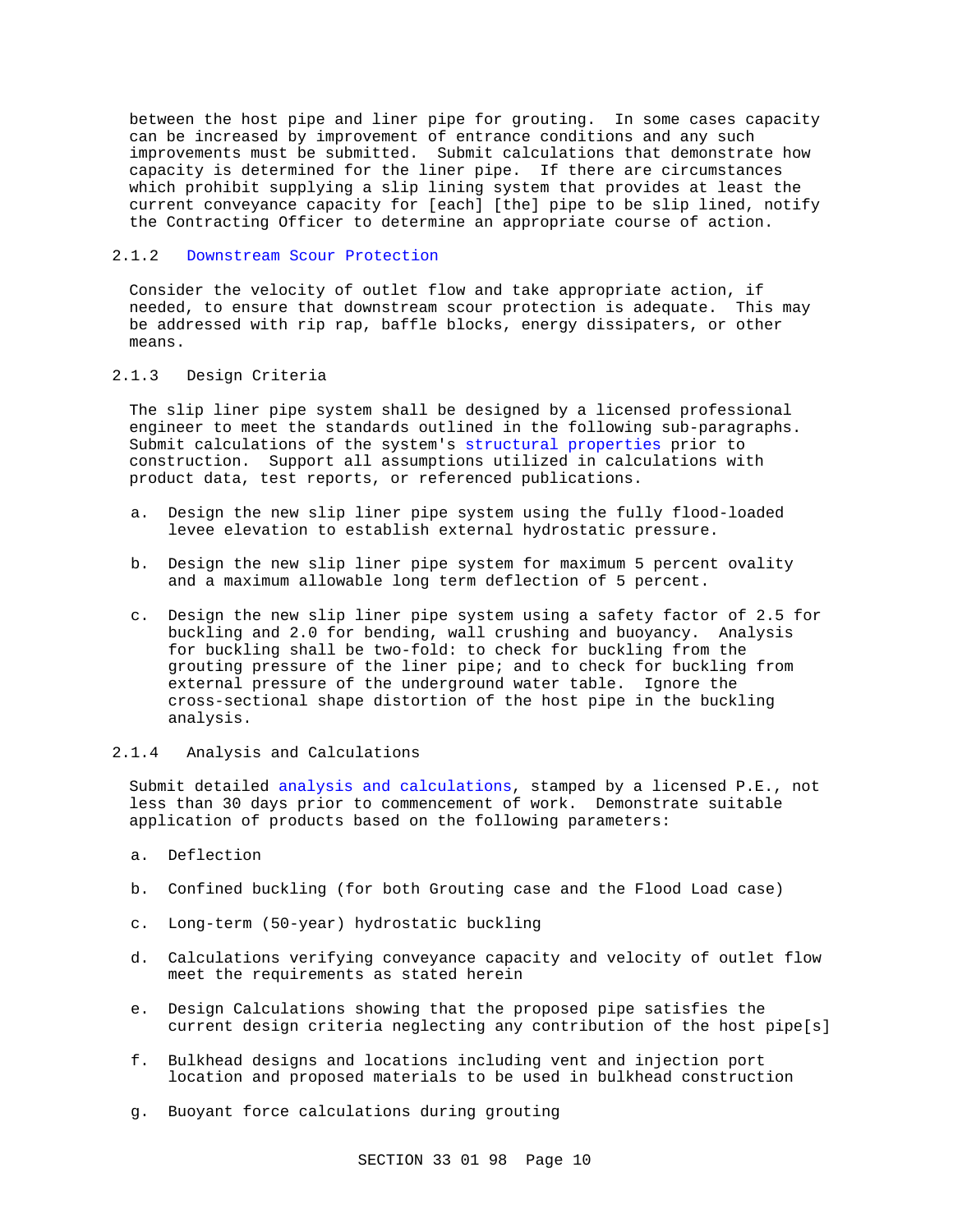between the host pipe and liner pipe for grouting. In some cases capacity can be increased by improvement of entrance conditions and any such improvements must be submitted. Submit calculations that demonstrate how capacity is determined for the liner pipe. If there are circumstances which prohibit supplying a slip lining system that provides at least the current conveyance capacity for [each] [the] pipe to be slip lined, notify the Contracting Officer to determine an appropriate course of action.

### 2.1.2 Downstream Scour Protection

Consider the velocity of outlet flow and take appropriate action, if needed, to ensure that downstream scour protection is adequate. This may be addressed with rip rap, baffle blocks, energy dissipaters, or other means.

### 2.1.3 Design Criteria

The slip liner pipe system shall be designed by a licensed professional engineer to meet the standards outlined in the following sub-paragraphs. Submit calculations of the system's structural properties prior to construction. Support all assumptions utilized in calculations with product data, test reports, or referenced publications.

a. Design the new slip liner pipe system using the fully flood-loaded levee elevation to establish external hydrostatic pressure.

b. Design the new slip liner pipe system for maximum 5 percent ovality and a maximum allowable long term deflection of 5 percent.

c. Design the new slip liner pipe system using a safety factor of 2.5 for buckling and 2.0 for bending, wall crushing and buoyancy. Analysis for buckling shall be two-fold: to check for buckling from the grouting pressure of the liner pipe; and to check for buckling from external pressure of the underground water table. Ignore the cross-sectional shape distortion of the host pipe in the buckling analysis.

### 2.1.4 Analysis and Calculations

Submit detailed analysis and calculations, stamped by a licensed P.E., not less than 30 days prior to commencement of work. Demonstrate suitable application of products based on the following parameters:

a. Deflection

b. Confined buckling (for both Grouting case and the Flood Load case)

c. Long-term (50-year) hydrostatic buckling

d. Calculations verifying conveyance capacity and velocity of outlet flow meet the requirements as stated herein

e. Design Calculations showing that the proposed pipe satisfies the current design criteria neglecting any contribution of the host pipe[s]

f. Bulkhead designs and locations including vent and injection port location and proposed materials to be used in bulkhead construction

g. Buoyant force calculations during grouting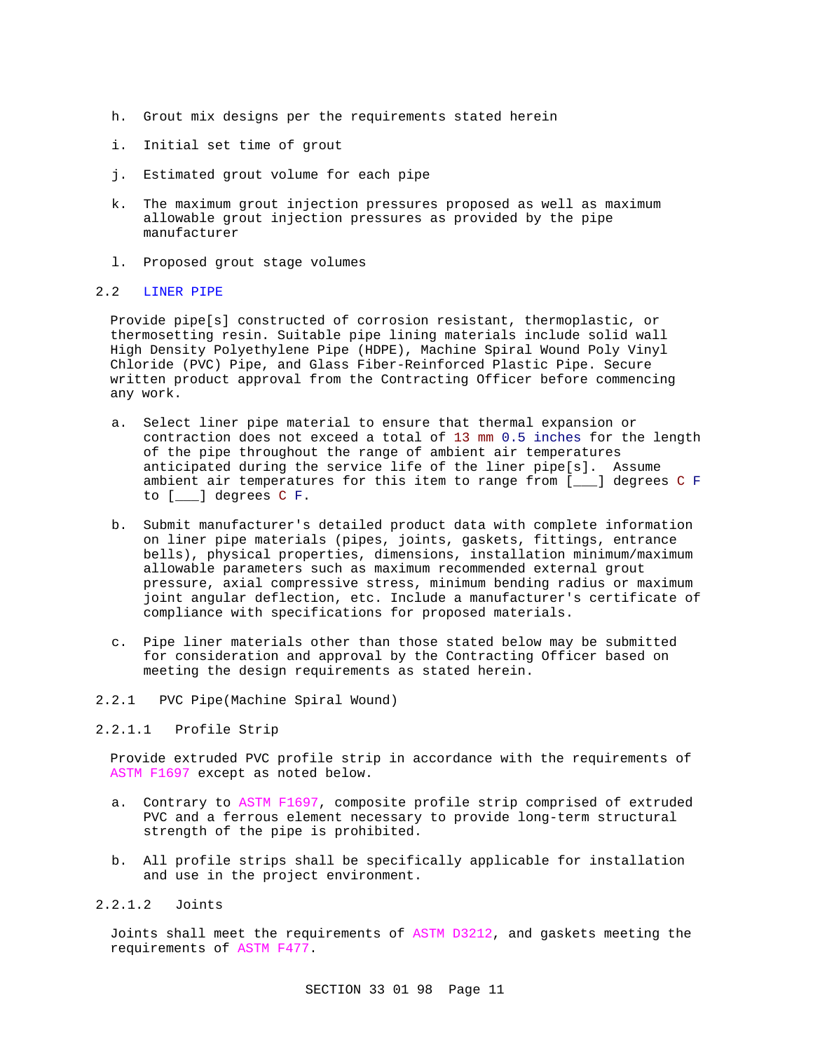h. Grout mix designs per the requirements stated herein

i. Initial set time of grout

j. Estimated grout volume for each pipe

k. The maximum grout injection pressures proposed as well as maximum allowable grout injection pressures as provided by the pipe manufacturer

l. Proposed grout stage volumes

## 2.2 LINER PIPE

Provide pipe[s] constructed of corrosion resistant, thermoplastic, or thermosetting resin. Suitable pipe lining materials include solid wall High Density Polyethylene Pipe (HDPE), Machine Spiral Wound Poly Vinyl Chloride (PVC) Pipe, and Glass Fiber-Reinforced Plastic Pipe. Secure written product approval from the Contracting Officer before commencing any work.

a. Select liner pipe material to ensure that thermal expansion or contraction does not exceed a total of 13 mm 0.5 inches for the length of the pipe throughout the range of ambient air temperatures anticipated during the service life of the liner pipe[s]. Assume ambient air temperatures for this item to range from [___] degrees C F to [___] degrees C F.

b. Submit manufacturer's detailed product data with complete information on liner pipe materials (pipes, joints, gaskets, fittings, entrance bells), physical properties, dimensions, installation minimum/maximum allowable parameters such as maximum recommended external grout pressure, axial compressive stress, minimum bending radius or maximum joint angular deflection, etc. Include a manufacturer's certificate of compliance with specifications for proposed materials.

c. Pipe liner materials other than those stated below may be submitted for consideration and approval by the Contracting Officer based on meeting the design requirements as stated herein.

### 2.2.1 PVC Pipe(Machine Spiral Wound)

#### 2.2.1.1 Profile Strip

Provide extruded PVC profile strip in accordance with the requirements of ASTM F1697 except as noted below.

a. Contrary to ASTM F1697, composite profile strip comprised of extruded PVC and a ferrous element necessary to provide long-term structural strength of the pipe is prohibited.

b. All profile strips shall be specifically applicable for installation and use in the project environment.

#### 2.2.1.2 Joints

Joints shall meet the requirements of ASTM D3212, and gaskets meeting the requirements of ASTM F477.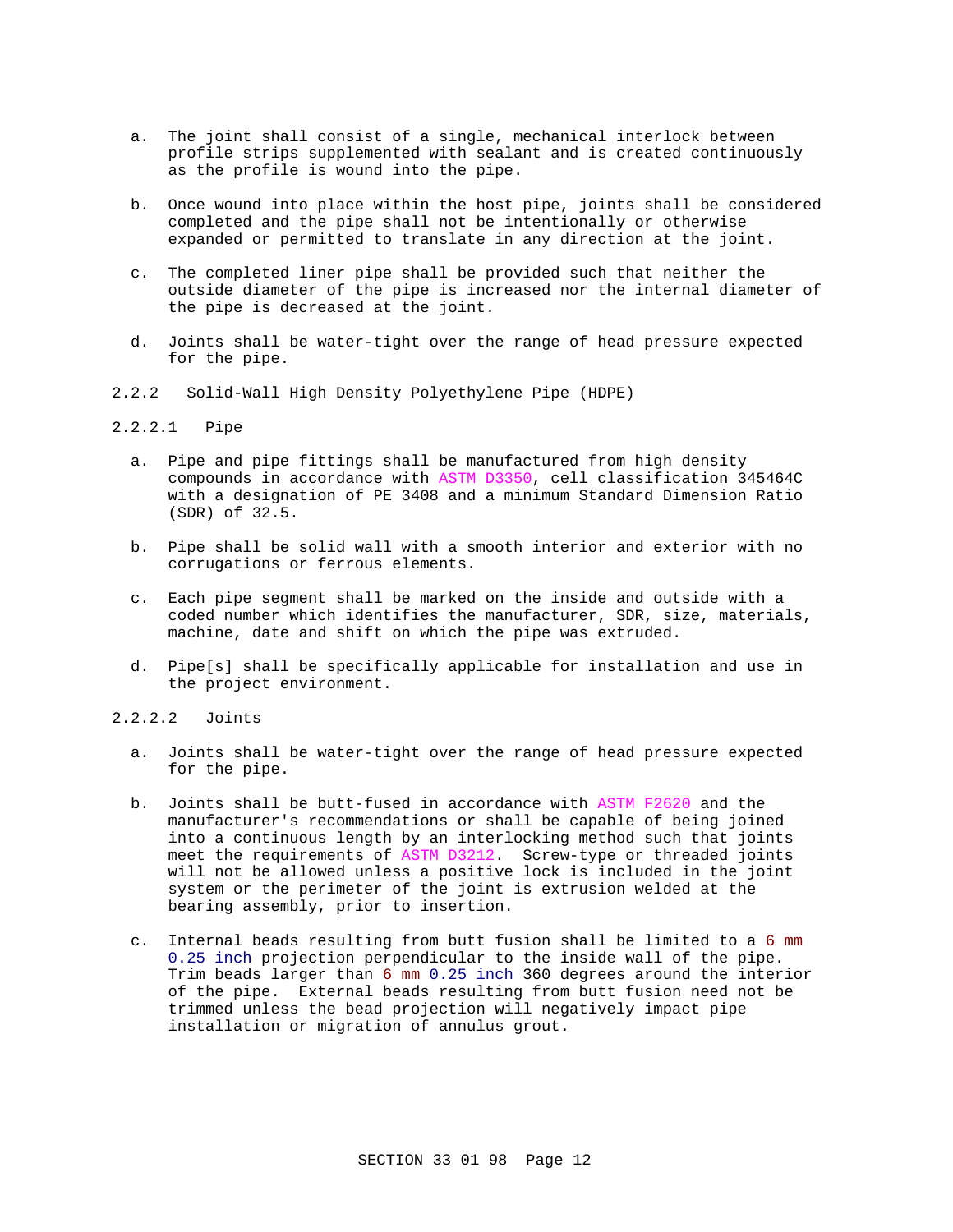a. The joint shall consist of a single, mechanical interlock between profile strips supplemented with sealant and is created continuously as the profile is wound into the pipe.

b. Once wound into place within the host pipe, joints shall be considered completed and the pipe shall not be intentionally or otherwise expanded or permitted to translate in any direction at the joint.

c. The completed liner pipe shall be provided such that neither the outside diameter of the pipe is increased nor the internal diameter of the pipe is decreased at the joint.

d. Joints shall be water-tight over the range of head pressure expected for the pipe.

### 2.2.2 Solid-Wall High Density Polyethylene Pipe (HDPE)

#### 2.2.2.1 Pipe

a. Pipe and pipe fittings shall be manufactured from high density compounds in accordance with ASTM D3350, cell classification 345464C with a designation of PE 3408 and a minimum Standard Dimension Ratio (SDR) of 32.5.

b. Pipe shall be solid wall with a smooth interior and exterior with no corrugations or ferrous elements.

c. Each pipe segment shall be marked on the inside and outside with a coded number which identifies the manufacturer, SDR, size, materials, machine, date and shift on which the pipe was extruded.

d. Pipe[s] shall be specifically applicable for installation and use in the project environment.

#### 2.2.2.2 Joints

a. Joints shall be water-tight over the range of head pressure expected for the pipe.

b. Joints shall be butt-fused in accordance with ASTM F2620 and the manufacturer's recommendations or shall be capable of being joined into a continuous length by an interlocking method such that joints meet the requirements of ASTM D3212. Screw-type or threaded joints will not be allowed unless a positive lock is included in the joint system or the perimeter of the joint is extrusion welded at the bearing assembly, prior to insertion.

c. Internal beads resulting from butt fusion shall be limited to a 6 mm 0.25 inch projection perpendicular to the inside wall of the pipe. Trim beads larger than 6 mm 0.25 inch 360 degrees around the interior of the pipe. External beads resulting from butt fusion need not be trimmed unless the bead projection will negatively impact pipe installation or migration of annulus grout.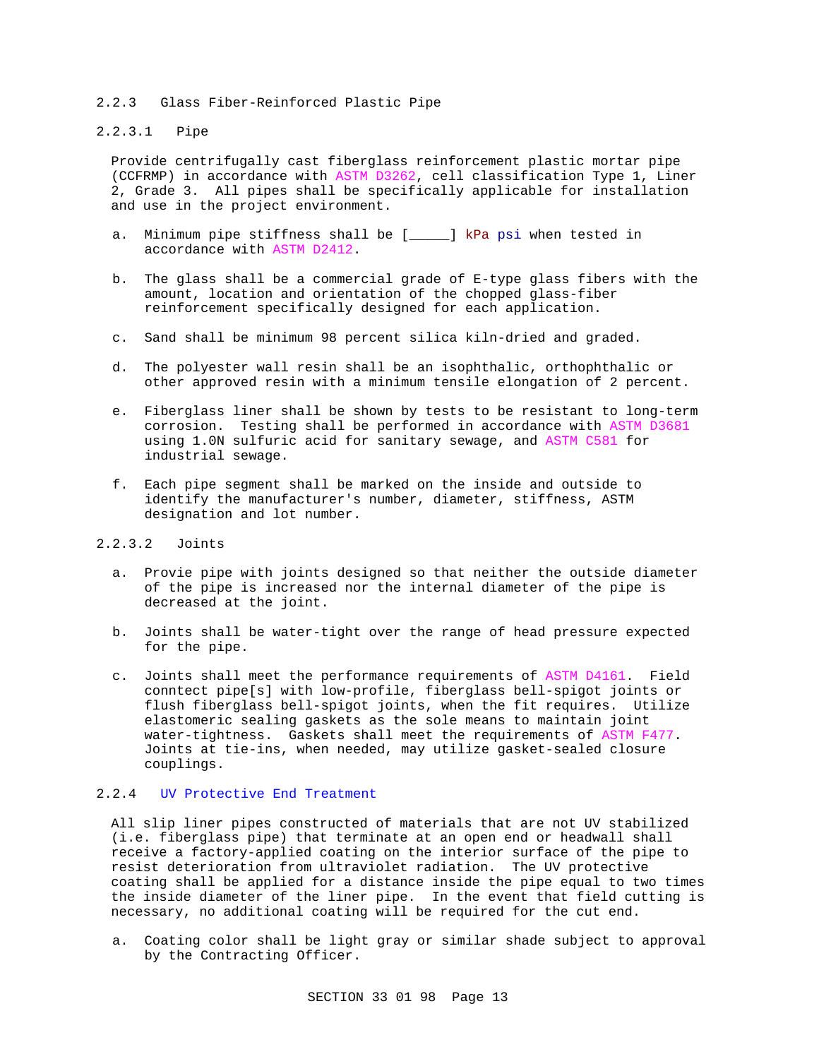### 2.2.3 Glass Fiber-Reinforced Plastic Pipe

#### 2.2.3.1 Pipe

Provide centrifugally cast fiberglass reinforcement plastic mortar pipe (CCFRMP) in accordance with ASTM D3262, cell classification Type 1, Liner 2, Grade 3. All pipes shall be specifically applicable for installation and use in the project environment.

a. Minimum pipe stiffness shall be [_____] kPa psi when tested in accordance with ASTM D2412.

b. The glass shall be a commercial grade of E-type glass fibers with the amount, location and orientation of the chopped glass-fiber reinforcement specifically designed for each application.

c. Sand shall be minimum 98 percent silica kiln-dried and graded.

d. The polyester wall resin shall be an isophthalic, orthophthalic or other approved resin with a minimum tensile elongation of 2 percent.

e. Fiberglass liner shall be shown by tests to be resistant to long-term corrosion. Testing shall be performed in accordance with ASTM D3681 using 1.0N sulfuric acid for sanitary sewage, and ASTM C581 for industrial sewage.

f. Each pipe segment shall be marked on the inside and outside to identify the manufacturer's number, diameter, stiffness, ASTM designation and lot number.

#### 2.2.3.2 Joints

a. Provie pipe with joints designed so that neither the outside diameter of the pipe is increased nor the internal diameter of the pipe is decreased at the joint.

b. Joints shall be water-tight over the range of head pressure expected for the pipe.

c. Joints shall meet the performance requirements of ASTM D4161. Field conntect pipe[s] with low-profile, fiberglass bell-spigot joints or flush fiberglass bell-spigot joints, when the fit requires. Utilize elastomeric sealing gaskets as the sole means to maintain joint water-tightness. Gaskets shall meet the requirements of ASTM F477. Joints at tie-ins, when needed, may utilize gasket-sealed closure couplings.

### 2.2.4 UV Protective End Treatment

All slip liner pipes constructed of materials that are not UV stabilized (i.e. fiberglass pipe) that terminate at an open end or headwall shall receive a factory-applied coating on the interior surface of the pipe to resist deterioration from ultraviolet radiation. The UV protective coating shall be applied for a distance inside the pipe equal to two times the inside diameter of the liner pipe. In the event that field cutting is necessary, no additional coating will be required for the cut end.

a. Coating color shall be light gray or similar shade subject to approval by the Contracting Officer.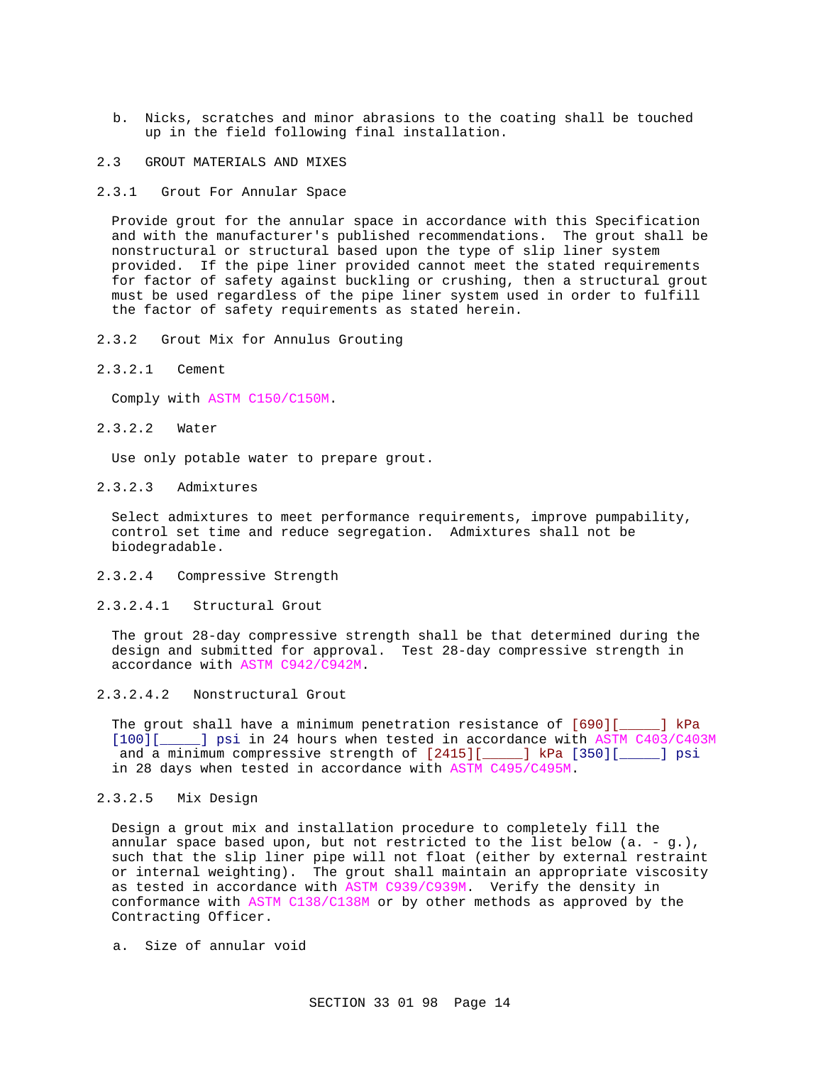b. Nicks, scratches and minor abrasions to the coating shall be touched up in the field following final installation.

## 2.3 GROUT MATERIALS AND MIXES

### 2.3.1 Grout For Annular Space

Provide grout for the annular space in accordance with this Specification and with the manufacturer's published recommendations. The grout shall be nonstructural or structural based upon the type of slip liner system provided. If the pipe liner provided cannot meet the stated requirements for factor of safety against buckling or crushing, then a structural grout must be used regardless of the pipe liner system used in order to fulfill the factor of safety requirements as stated herein.

### 2.3.2 Grout Mix for Annulus Grouting

#### 2.3.2.1 Cement

Comply with ASTM C150/C150M.

#### 2.3.2.2 Water

Use only potable water to prepare grout.

#### 2.3.2.3 Admixtures

Select admixtures to meet performance requirements, improve pumpability, control set time and reduce segregation. Admixtures shall not be biodegradable.

#### 2.3.2.4 Compressive Strength

##### 2.3.2.4.1 Structural Grout

The grout 28-day compressive strength shall be that determined during the design and submitted for approval. Test 28-day compressive strength in accordance with ASTM C942/C942M.

##### 2.3.2.4.2 Nonstructural Grout

The grout shall have a minimum penetration resistance of [690][_____] kPa [100][_____] psi in 24 hours when tested in accordance with ASTM C403/C403M and a minimum compressive strength of [2415][_____] kPa [350][_____] psi in 28 days when tested in accordance with ASTM C495/C495M.

#### 2.3.2.5 Mix Design

Design a grout mix and installation procedure to completely fill the annular space based upon, but not restricted to the list below (a. - g.), such that the slip liner pipe will not float (either by external restraint or internal weighting). The grout shall maintain an appropriate viscosity as tested in accordance with ASTM C939/C939M. Verify the density in conformance with ASTM C138/C138M or by other methods as approved by the Contracting Officer.

a. Size of annular void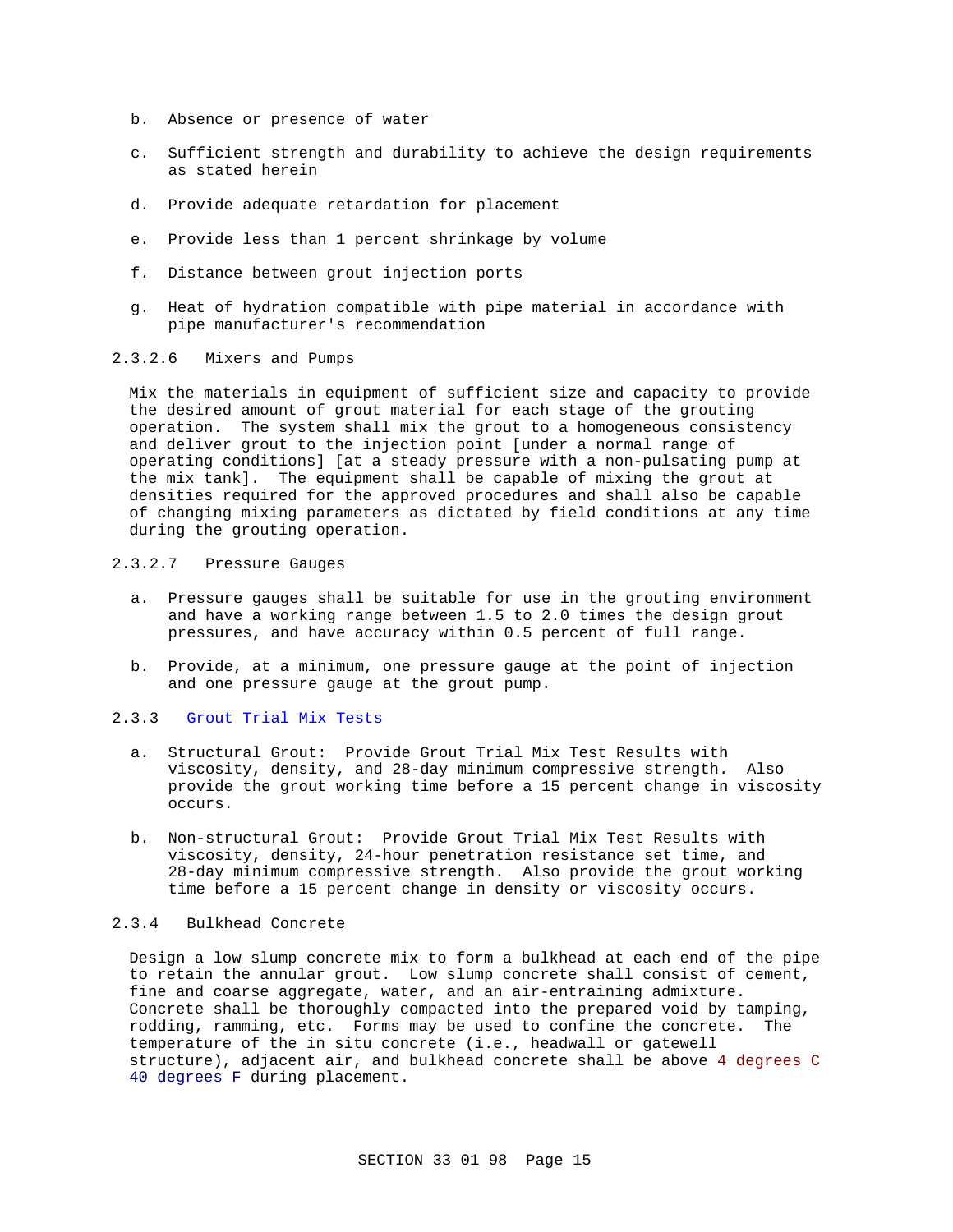b. Absence or presence of water

c. Sufficient strength and durability to achieve the design requirements as stated herein

d. Provide adequate retardation for placement

e. Provide less than 1 percent shrinkage by volume

f. Distance between grout injection ports

g. Heat of hydration compatible with pipe material in accordance with pipe manufacturer's recommendation

#### 2.3.2.6 Mixers and Pumps

Mix the materials in equipment of sufficient size and capacity to provide the desired amount of grout material for each stage of the grouting operation. The system shall mix the grout to a homogeneous consistency and deliver grout to the injection point [under a normal range of operating conditions] [at a steady pressure with a non-pulsating pump at the mix tank]. The equipment shall be capable of mixing the grout at densities required for the approved procedures and shall also be capable of changing mixing parameters as dictated by field conditions at any time during the grouting operation.

#### 2.3.2.7 Pressure Gauges

a. Pressure gauges shall be suitable for use in the grouting environment and have a working range between 1.5 to 2.0 times the design grout pressures, and have accuracy within 0.5 percent of full range.

b. Provide, at a minimum, one pressure gauge at the point of injection and one pressure gauge at the grout pump.

### 2.3.3 Grout Trial Mix Tests

a. Structural Grout: Provide Grout Trial Mix Test Results with viscosity, density, and 28-day minimum compressive strength. Also provide the grout working time before a 15 percent change in viscosity occurs.

b. Non-structural Grout: Provide Grout Trial Mix Test Results with viscosity, density, 24-hour penetration resistance set time, and 28-day minimum compressive strength. Also provide the grout working time before a 15 percent change in density or viscosity occurs.

### 2.3.4 Bulkhead Concrete

Design a low slump concrete mix to form a bulkhead at each end of the pipe to retain the annular grout. Low slump concrete shall consist of cement, fine and coarse aggregate, water, and an air-entraining admixture. Concrete shall be thoroughly compacted into the prepared void by tamping, rodding, ramming, etc. Forms may be used to confine the concrete. The temperature of the in situ concrete (i.e., headwall or gatewell structure), adjacent air, and bulkhead concrete shall be above 4 degrees C 40 degrees F during placement.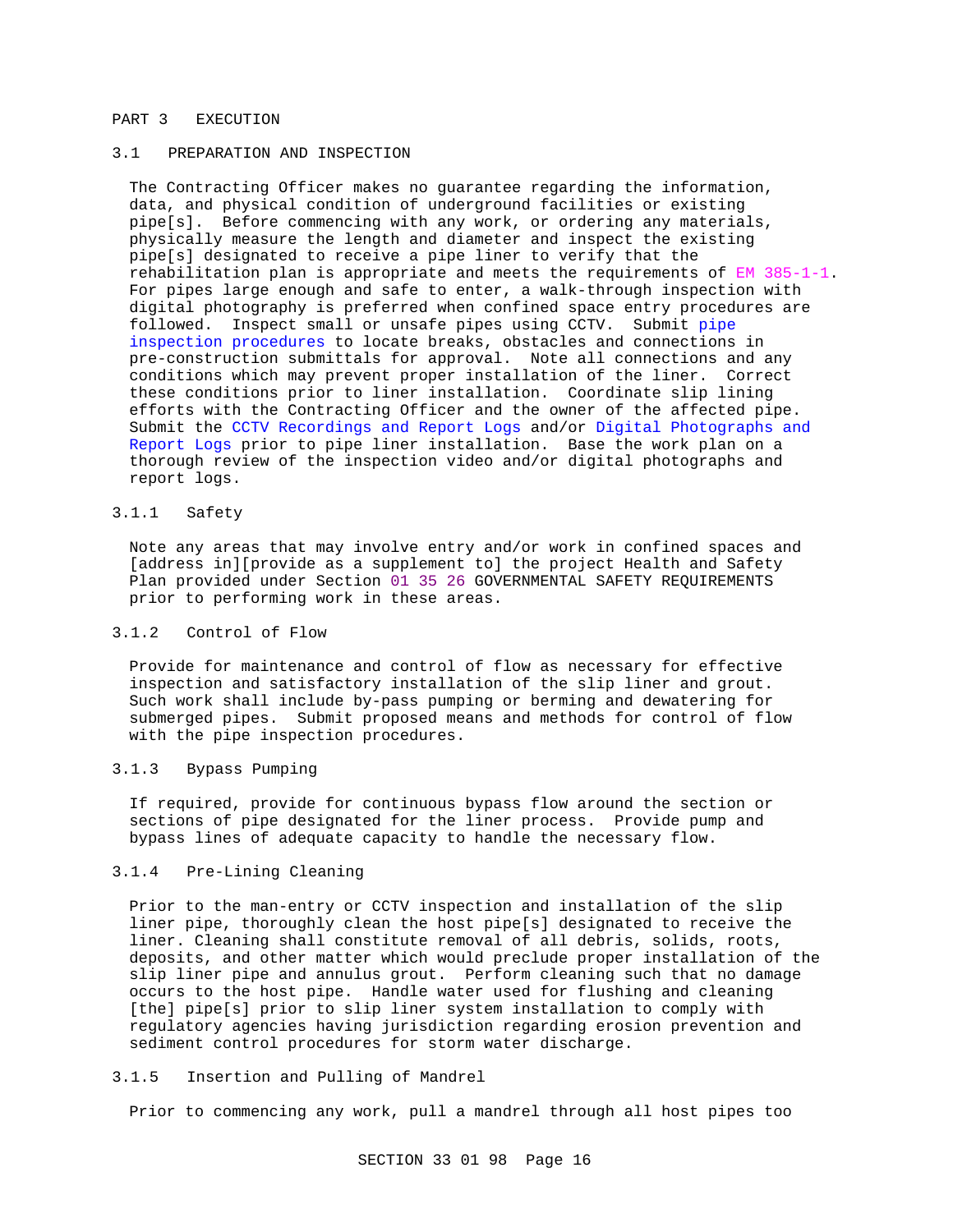## PART 3 EXECUTION

### 3.1 PREPARATION AND INSPECTION

The Contracting Officer makes no guarantee regarding the information, data, and physical condition of underground facilities or existing pipe[s]. Before commencing with any work, or ordering any materials, physically measure the length and diameter and inspect the existing pipe[s] designated to receive a pipe liner to verify that the rehabilitation plan is appropriate and meets the requirements of EM 385-1-1. For pipes large enough and safe to enter, a walk-through inspection with digital photography is preferred when confined space entry procedures are followed. Inspect small or unsafe pipes using CCTV. Submit pipe inspection procedures to locate breaks, obstacles and connections in pre-construction submittals for approval. Note all connections and any conditions which may prevent proper installation of the liner. Correct these conditions prior to liner installation. Coordinate slip lining efforts with the Contracting Officer and the owner of the affected pipe. Submit the CCTV Recordings and Report Logs and/or Digital Photographs and Report Logs prior to pipe liner installation. Base the work plan on a thorough review of the inspection video and/or digital photographs and report logs.

#### 3.1.1 Safety

Note any areas that may involve entry and/or work in confined spaces and [address in][provide as a supplement to] the project Health and Safety Plan provided under Section 01 35 26 GOVERNMENTAL SAFETY REQUIREMENTS prior to performing work in these areas.

#### 3.1.2 Control of Flow

Provide for maintenance and control of flow as necessary for effective inspection and satisfactory installation of the slip liner and grout. Such work shall include by-pass pumping or berming and dewatering for submerged pipes. Submit proposed means and methods for control of flow with the pipe inspection procedures.

#### 3.1.3 Bypass Pumping

If required, provide for continuous bypass flow around the section or sections of pipe designated for the liner process. Provide pump and bypass lines of adequate capacity to handle the necessary flow.

#### 3.1.4 Pre-Lining Cleaning

Prior to the man-entry or CCTV inspection and installation of the slip liner pipe, thoroughly clean the host pipe[s] designated to receive the liner. Cleaning shall constitute removal of all debris, solids, roots, deposits, and other matter which would preclude proper installation of the slip liner pipe and annulus grout. Perform cleaning such that no damage occurs to the host pipe. Handle water used for flushing and cleaning [the] pipe[s] prior to slip liner system installation to comply with regulatory agencies having jurisdiction regarding erosion prevention and sediment control procedures for storm water discharge.

#### 3.1.5 Insertion and Pulling of Mandrel

Prior to commencing any work, pull a mandrel through all host pipes too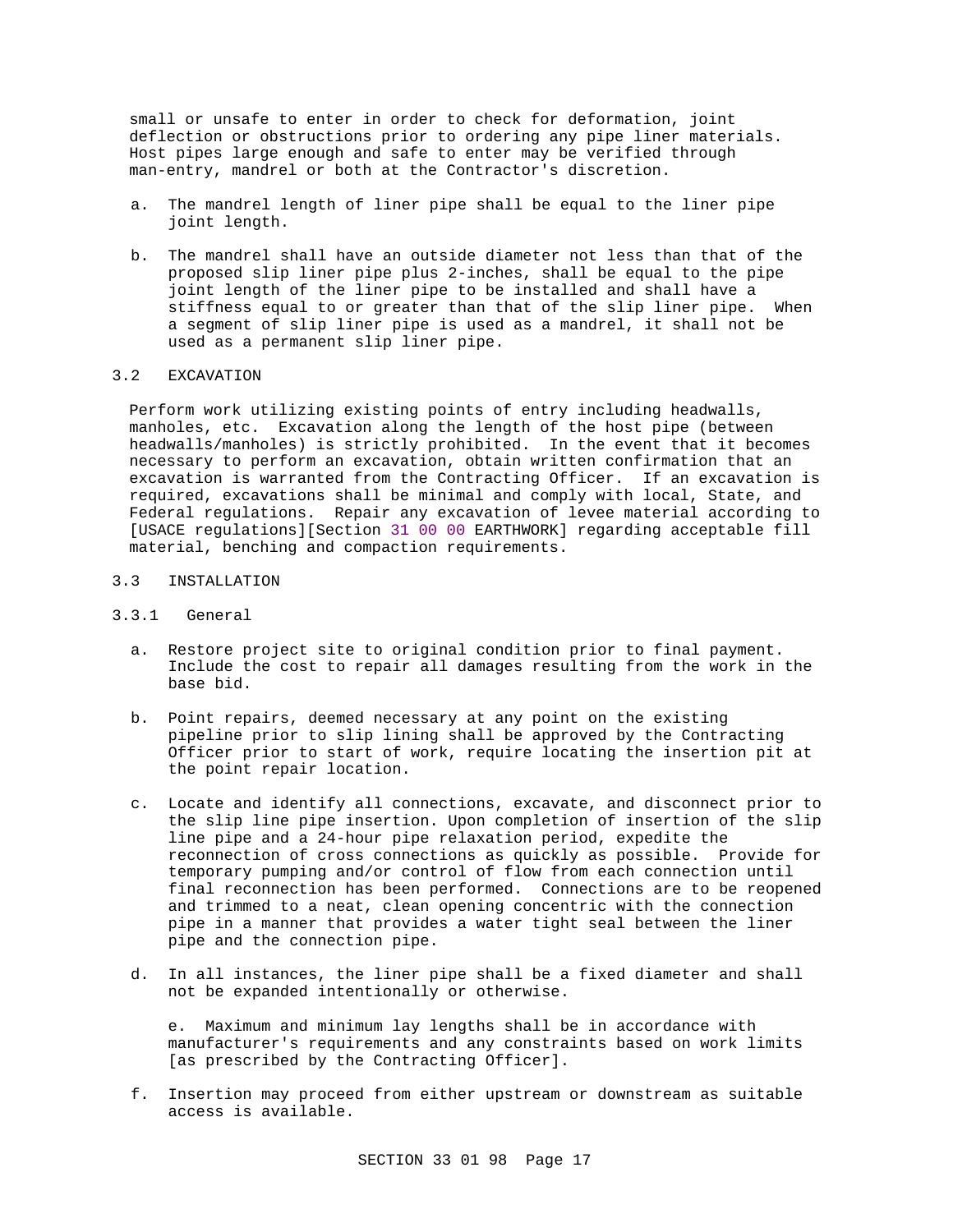small or unsafe to enter in order to check for deformation, joint deflection or obstructions prior to ordering any pipe liner materials. Host pipes large enough and safe to enter may be verified through man-entry, mandrel or both at the Contractor's discretion.

a. The mandrel length of liner pipe shall be equal to the liner pipe joint length.

b. The mandrel shall have an outside diameter not less than that of the proposed slip liner pipe plus 2-inches, shall be equal to the pipe joint length of the liner pipe to be installed and shall have a stiffness equal to or greater than that of the slip liner pipe. When a segment of slip liner pipe is used as a mandrel, it shall not be used as a permanent slip liner pipe.

## 3.2 EXCAVATION

Perform work utilizing existing points of entry including headwalls, manholes, etc. Excavation along the length of the host pipe (between headwalls/manholes) is strictly prohibited. In the event that it becomes necessary to perform an excavation, obtain written confirmation that an excavation is warranted from the Contracting Officer. If an excavation is required, excavations shall be minimal and comply with local, State, and Federal regulations. Repair any excavation of levee material according to [USACE regulations][Section 31 00 00 EARTHWORK] regarding acceptable fill material, benching and compaction requirements.

## 3.3 INSTALLATION

### 3.3.1 General

a. Restore project site to original condition prior to final payment. Include the cost to repair all damages resulting from the work in the base bid.

b. Point repairs, deemed necessary at any point on the existing pipeline prior to slip lining shall be approved by the Contracting Officer prior to start of work, require locating the insertion pit at the point repair location.

c. Locate and identify all connections, excavate, and disconnect prior to the slip line pipe insertion. Upon completion of insertion of the slip line pipe and a 24-hour pipe relaxation period, expedite the reconnection of cross connections as quickly as possible. Provide for temporary pumping and/or control of flow from each connection until final reconnection has been performed. Connections are to be reopened and trimmed to a neat, clean opening concentric with the connection pipe in a manner that provides a water tight seal between the liner pipe and the connection pipe.

d. In all instances, the liner pipe shall be a fixed diameter and shall not be expanded intentionally or otherwise.

e. Maximum and minimum lay lengths shall be in accordance with manufacturer's requirements and any constraints based on work limits [as prescribed by the Contracting Officer].

f. Insertion may proceed from either upstream or downstream as suitable access is available.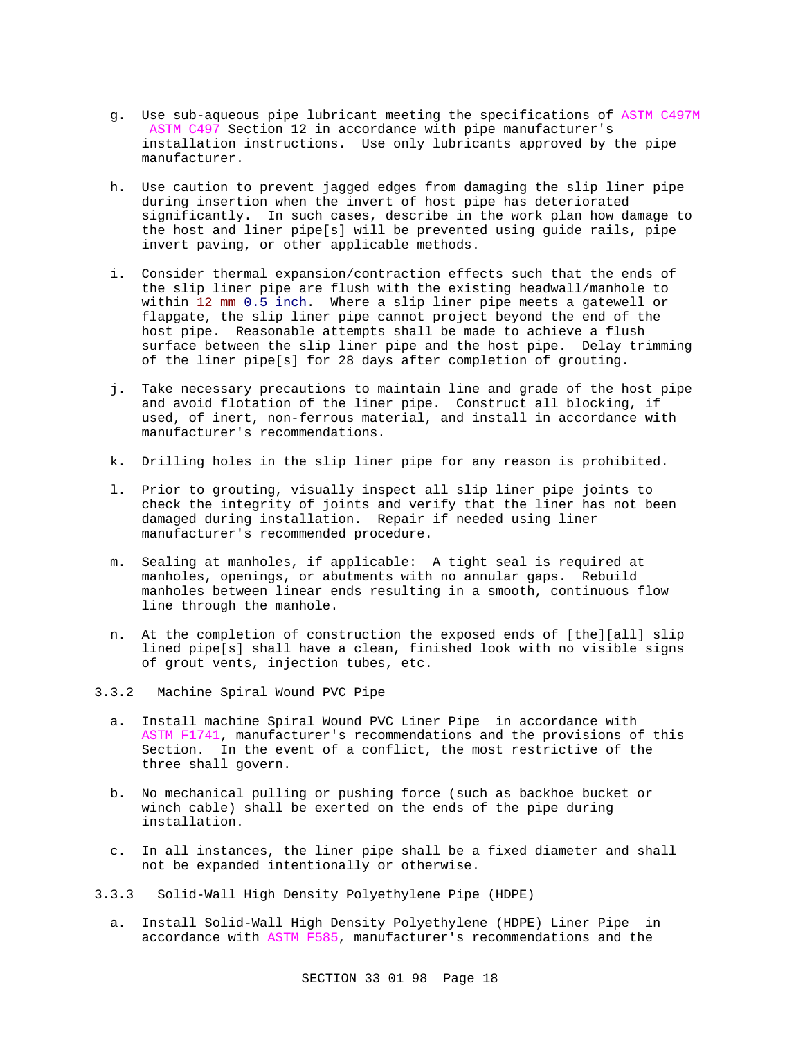g. Use sub-aqueous pipe lubricant meeting the specifications of ASTM C497M ASTM C497 Section 12 in accordance with pipe manufacturer's installation instructions. Use only lubricants approved by the pipe manufacturer.

h. Use caution to prevent jagged edges from damaging the slip liner pipe during insertion when the invert of host pipe has deteriorated significantly. In such cases, describe in the work plan how damage to the host and liner pipe[s] will be prevented using guide rails, pipe invert paving, or other applicable methods.

i. Consider thermal expansion/contraction effects such that the ends of the slip liner pipe are flush with the existing headwall/manhole to within 12 mm 0.5 inch. Where a slip liner pipe meets a gatewell or flapgate, the slip liner pipe cannot project beyond the end of the host pipe. Reasonable attempts shall be made to achieve a flush surface between the slip liner pipe and the host pipe. Delay trimming of the liner pipe[s] for 28 days after completion of grouting.

j. Take necessary precautions to maintain line and grade of the host pipe and avoid flotation of the liner pipe. Construct all blocking, if used, of inert, non-ferrous material, and install in accordance with manufacturer's recommendations.

k. Drilling holes in the slip liner pipe for any reason is prohibited.

l. Prior to grouting, visually inspect all slip liner pipe joints to check the integrity of joints and verify that the liner has not been damaged during installation. Repair if needed using liner manufacturer's recommended procedure.

m. Sealing at manholes, if applicable: A tight seal is required at manholes, openings, or abutments with no annular gaps. Rebuild manholes between linear ends resulting in a smooth, continuous flow line through the manhole.

n. At the completion of construction the exposed ends of [the][all] slip lined pipe[s] shall have a clean, finished look with no visible signs of grout vents, injection tubes, etc.

### 3.3.2 Machine Spiral Wound PVC Pipe

a. Install machine Spiral Wound PVC Liner Pipe in accordance with ASTM F1741, manufacturer's recommendations and the provisions of this Section. In the event of a conflict, the most restrictive of the three shall govern.

b. No mechanical pulling or pushing force (such as backhoe bucket or winch cable) shall be exerted on the ends of the pipe during installation.

c. In all instances, the liner pipe shall be a fixed diameter and shall not be expanded intentionally or otherwise.

### 3.3.3 Solid-Wall High Density Polyethylene Pipe (HDPE)

a. Install Solid-Wall High Density Polyethylene (HDPE) Liner Pipe in accordance with ASTM F585, manufacturer's recommendations and the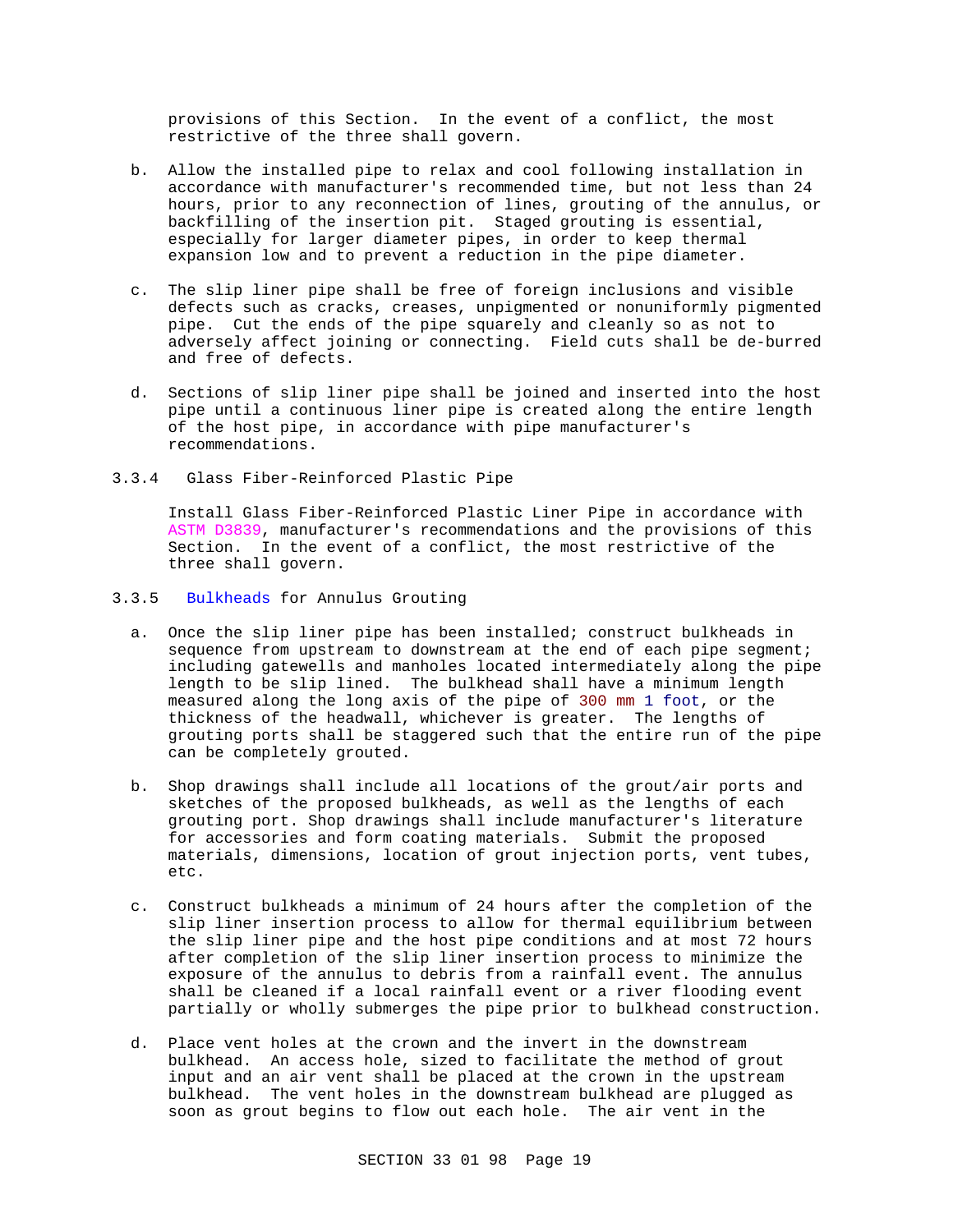provisions of this Section. In the event of a conflict, the most restrictive of the three shall govern.

b. Allow the installed pipe to relax and cool following installation in accordance with manufacturer's recommended time, but not less than 24 hours, prior to any reconnection of lines, grouting of the annulus, or backfilling of the insertion pit. Staged grouting is essential, especially for larger diameter pipes, in order to keep thermal expansion low and to prevent a reduction in the pipe diameter.

c. The slip liner pipe shall be free of foreign inclusions and visible defects such as cracks, creases, unpigmented or nonuniformly pigmented pipe. Cut the ends of the pipe squarely and cleanly so as not to adversely affect joining or connecting. Field cuts shall be de-burred and free of defects.

d. Sections of slip liner pipe shall be joined and inserted into the host pipe until a continuous liner pipe is created along the entire length of the host pipe, in accordance with pipe manufacturer's recommendations.

### 3.3.4 Glass Fiber-Reinforced Plastic Pipe

Install Glass Fiber-Reinforced Plastic Liner Pipe in accordance with ASTM D3839, manufacturer's recommendations and the provisions of this Section. In the event of a conflict, the most restrictive of the three shall govern.

### 3.3.5 Bulkheads for Annulus Grouting

a. Once the slip liner pipe has been installed; construct bulkheads in sequence from upstream to downstream at the end of each pipe segment; including gatewells and manholes located intermediately along the pipe length to be slip lined. The bulkhead shall have a minimum length measured along the long axis of the pipe of 300 mm 1 foot, or the thickness of the headwall, whichever is greater. The lengths of grouting ports shall be staggered such that the entire run of the pipe can be completely grouted.

b. Shop drawings shall include all locations of the grout/air ports and sketches of the proposed bulkheads, as well as the lengths of each grouting port. Shop drawings shall include manufacturer's literature for accessories and form coating materials. Submit the proposed materials, dimensions, location of grout injection ports, vent tubes, etc.

c. Construct bulkheads a minimum of 24 hours after the completion of the slip liner insertion process to allow for thermal equilibrium between the slip liner pipe and the host pipe conditions and at most 72 hours after completion of the slip liner insertion process to minimize the exposure of the annulus to debris from a rainfall event. The annulus shall be cleaned if a local rainfall event or a river flooding event partially or wholly submerges the pipe prior to bulkhead construction.

d. Place vent holes at the crown and the invert in the downstream bulkhead. An access hole, sized to facilitate the method of grout input and an air vent shall be placed at the crown in the upstream bulkhead. The vent holes in the downstream bulkhead are plugged as soon as grout begins to flow out each hole. The air vent in the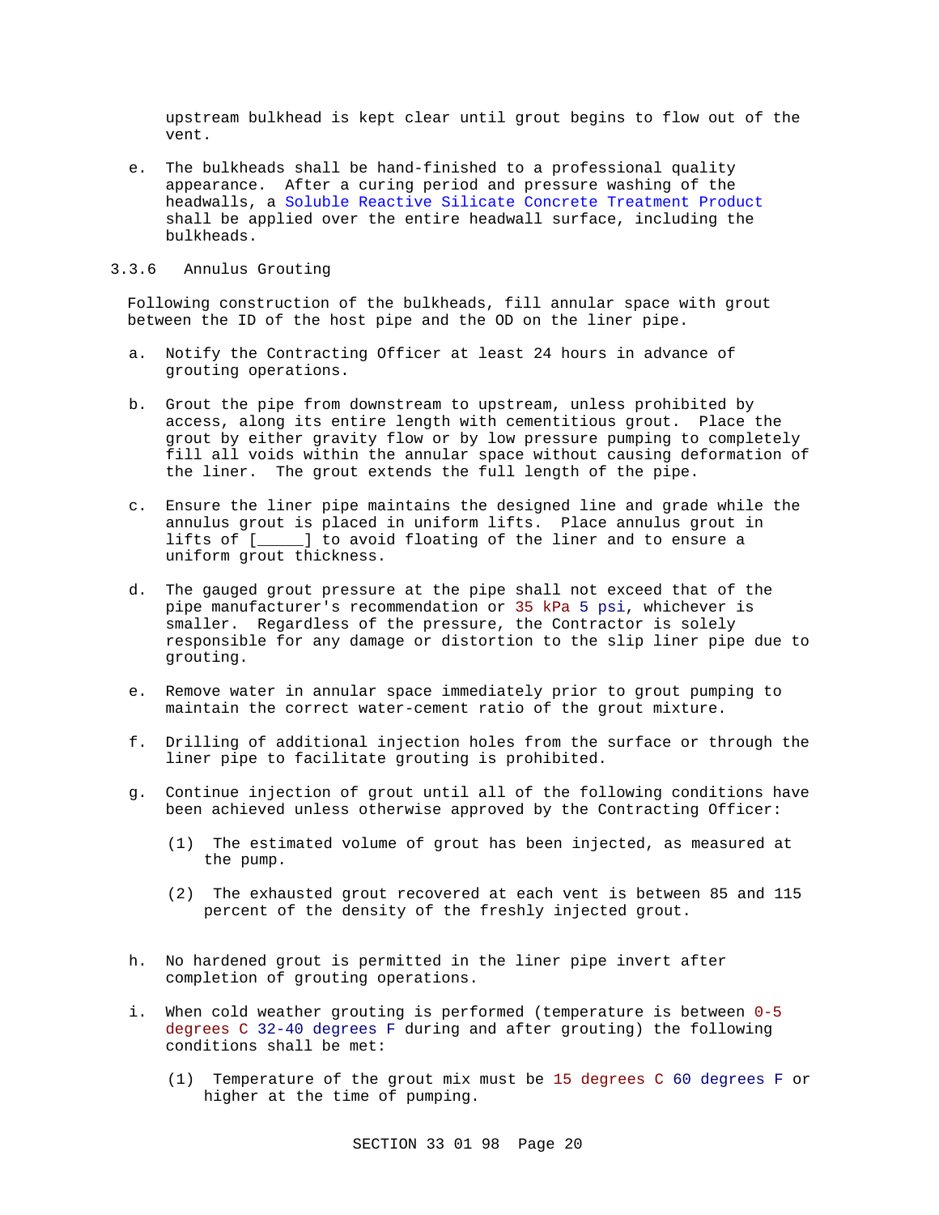upstream bulkhead is kept clear until grout begins to flow out of the vent.

e. The bulkheads shall be hand-finished to a professional quality appearance. After a curing period and pressure washing of the headwalls, a Soluble Reactive Silicate Concrete Treatment Product shall be applied over the entire headwall surface, including the bulkheads.

### 3.3.6 Annulus Grouting

Following construction of the bulkheads, fill annular space with grout between the ID of the host pipe and the OD on the liner pipe.

a. Notify the Contracting Officer at least 24 hours in advance of grouting operations.

b. Grout the pipe from downstream to upstream, unless prohibited by access, along its entire length with cementitious grout. Place the grout by either gravity flow or by low pressure pumping to completely fill all voids within the annular space without causing deformation of the liner. The grout extends the full length of the pipe.

c. Ensure the liner pipe maintains the designed line and grade while the annulus grout is placed in uniform lifts. Place annulus grout in lifts of [_____] to avoid floating of the liner and to ensure a uniform grout thickness.

d. The gauged grout pressure at the pipe shall not exceed that of the pipe manufacturer's recommendation or 35 kPa 5 psi, whichever is smaller. Regardless of the pressure, the Contractor is solely responsible for any damage or distortion to the slip liner pipe due to grouting.

e. Remove water in annular space immediately prior to grout pumping to maintain the correct water-cement ratio of the grout mixture.

f. Drilling of additional injection holes from the surface or through the liner pipe to facilitate grouting is prohibited.

g. Continue injection of grout until all of the following conditions have been achieved unless otherwise approved by the Contracting Officer:

   (1) The estimated volume of grout has been injected, as measured at the pump.

   (2) The exhausted grout recovered at each vent is between 85 and 115 percent of the density of the freshly injected grout.

h. No hardened grout is permitted in the liner pipe invert after completion of grouting operations.

i. When cold weather grouting is performed (temperature is between 0-5 degrees C 32-40 degrees F during and after grouting) the following conditions shall be met:

   (1) Temperature of the grout mix must be 15 degrees C 60 degrees F or higher at the time of pumping.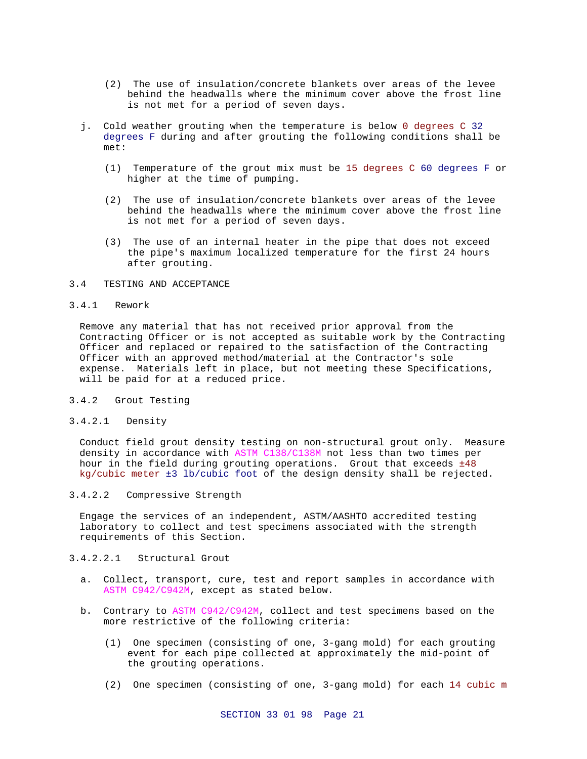(2) The use of insulation/concrete blankets over areas of the levee behind the headwalls where the minimum cover above the frost line is not met for a period of seven days.

j. Cold weather grouting when the temperature is below 0 degrees C 32 degrees F during and after grouting the following conditions shall be met:

(1) Temperature of the grout mix must be 15 degrees C 60 degrees F or higher at the time of pumping.

(2) The use of insulation/concrete blankets over areas of the levee behind the headwalls where the minimum cover above the frost line is not met for a period of seven days.

(3) The use of an internal heater in the pipe that does not exceed the pipe's maximum localized temperature for the first 24 hours after grouting.

## 3.4 TESTING AND ACCEPTANCE

### 3.4.1 Rework

Remove any material that has not received prior approval from the Contracting Officer or is not accepted as suitable work by the Contracting Officer and replaced or repaired to the satisfaction of the Contracting Officer with an approved method/material at the Contractor's sole expense. Materials left in place, but not meeting these Specifications, will be paid for at a reduced price.

### 3.4.2 Grout Testing

#### 3.4.2.1 Density

Conduct field grout density testing on non-structural grout only. Measure density in accordance with ASTM C138/C138M not less than two times per hour in the field during grouting operations. Grout that exceeds ±48 kg/cubic meter ±3 lb/cubic foot of the design density shall be rejected.

#### 3.4.2.2 Compressive Strength

Engage the services of an independent, ASTM/AASHTO accredited testing laboratory to collect and test specimens associated with the strength requirements of this Section.

##### 3.4.2.2.1 Structural Grout

a. Collect, transport, cure, test and report samples in accordance with ASTM C942/C942M, except as stated below.

b. Contrary to ASTM C942/C942M, collect and test specimens based on the more restrictive of the following criteria:

(1) One specimen (consisting of one, 3-gang mold) for each grouting event for each pipe collected at approximately the mid-point of the grouting operations.

(2) One specimen (consisting of one, 3-gang mold) for each 14 cubic m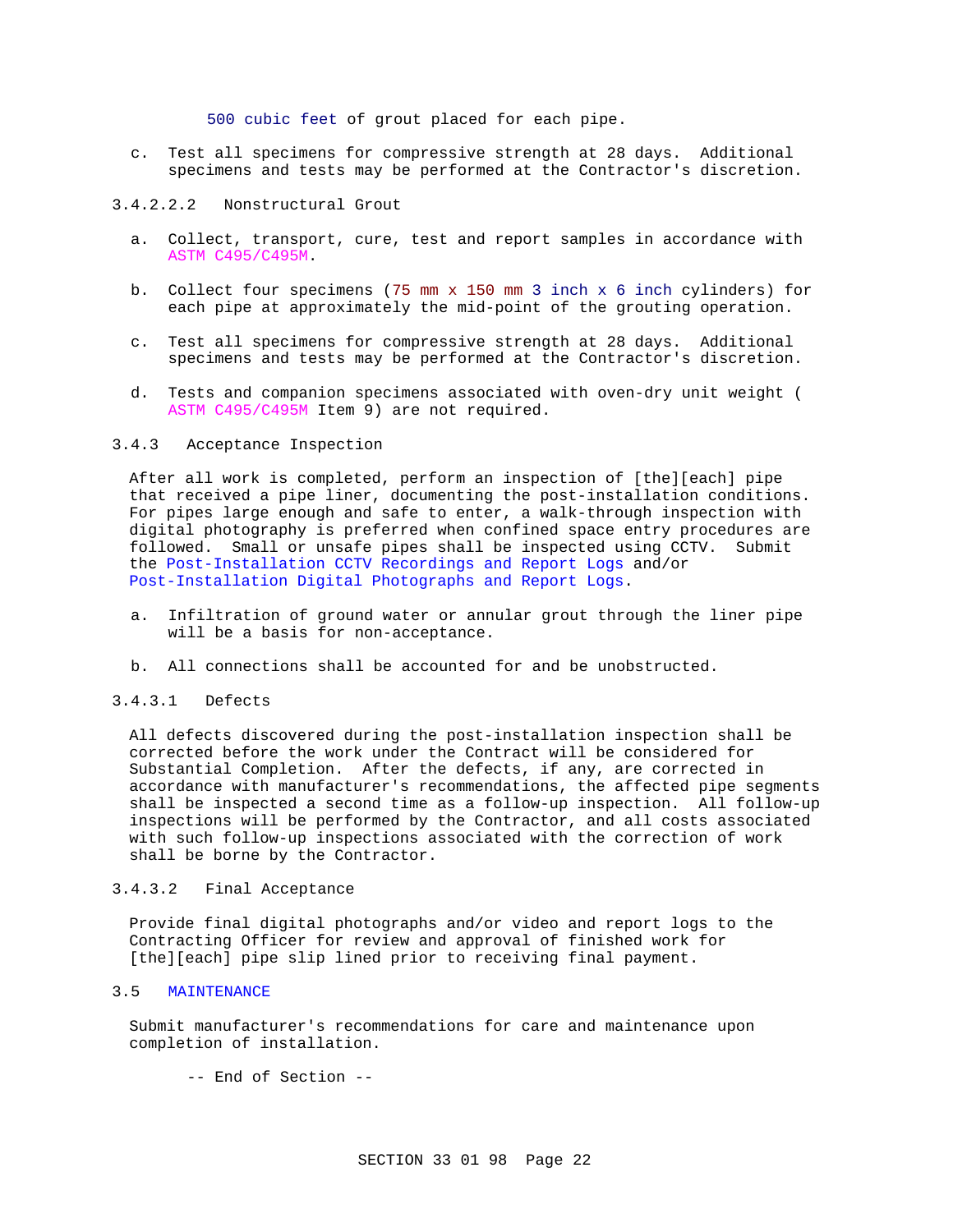500 cubic feet of grout placed for each pipe.

c. Test all specimens for compressive strength at 28 days. Additional specimens and tests may be performed at the Contractor's discretion.

#### 3.4.2.2.2 Nonstructural Grout

a. Collect, transport, cure, test and report samples in accordance with ASTM C495/C495M.

b. Collect four specimens (75 mm x 150 mm 3 inch x 6 inch cylinders) for each pipe at approximately the mid-point of the grouting operation.

c. Test all specimens for compressive strength at 28 days. Additional specimens and tests may be performed at the Contractor's discretion.

d. Tests and companion specimens associated with oven-dry unit weight ( ASTM C495/C495M Item 9) are not required.

### 3.4.3 Acceptance Inspection

After all work is completed, perform an inspection of [the][each] pipe that received a pipe liner, documenting the post-installation conditions. For pipes large enough and safe to enter, a walk-through inspection with digital photography is preferred when confined space entry procedures are followed. Small or unsafe pipes shall be inspected using CCTV. Submit the Post-Installation CCTV Recordings and Report Logs and/or Post-Installation Digital Photographs and Report Logs.

a. Infiltration of ground water or annular grout through the liner pipe will be a basis for non-acceptance.

b. All connections shall be accounted for and be unobstructed.

#### 3.4.3.1 Defects

All defects discovered during the post-installation inspection shall be corrected before the work under the Contract will be considered for Substantial Completion. After the defects, if any, are corrected in accordance with manufacturer's recommendations, the affected pipe segments shall be inspected a second time as a follow-up inspection. All follow-up inspections will be performed by the Contractor, and all costs associated with such follow-up inspections associated with the correction of work shall be borne by the Contractor.

#### 3.4.3.2 Final Acceptance

Provide final digital photographs and/or video and report logs to the Contracting Officer for review and approval of finished work for [the][each] pipe slip lined prior to receiving final payment.

## 3.5 MAINTENANCE

Submit manufacturer's recommendations for care and maintenance upon completion of installation.

-- End of Section --